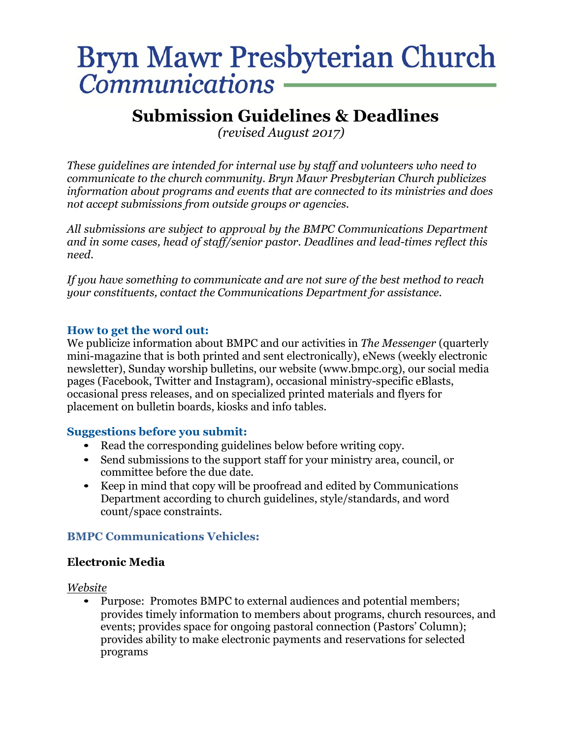# Bryn Mawr Presbyterian Church
*Communications*

## Submission Guidelines & Deadlines

*(revised August 2017)*

*These guidelines are intended for internal use by staff and volunteers who need to communicate to the church community. Bryn Mawr Presbyterian Church publicizes information about programs and events that are connected to its ministries and does not accept submissions from outside groups or agencies.*

*All submissions are subject to approval by the BMPC Communications Department and in some cases, head of staff/senior pastor. Deadlines and lead-times reflect this need.*

*If you have something to communicate and are not sure of the best method to reach your constituents, contact the Communications Department for assistance.*

### How to get the word out:

We publicize information about BMPC and our activities in *The Messenger* (quarterly mini-magazine that is both printed and sent electronically), eNews (weekly electronic newsletter), Sunday worship bulletins, our website (www.bmpc.org), our social media pages (Facebook, Twitter and Instagram), occasional ministry-specific eBlasts, occasional press releases, and on specialized printed materials and flyers for placement on bulletin boards, kiosks and info tables.

### Suggestions before you submit:

- Read the corresponding guidelines below before writing copy.
- Send submissions to the support staff for your ministry area, council, or committee before the due date.
- Keep in mind that copy will be proofread and edited by Communications Department according to church guidelines, style/standards, and word count/space constraints.

### BMPC Communications Vehicles:

**Electronic Media**

<u>*Website*</u>

- Purpose: Promotes BMPC to external audiences and potential members; provides timely information to members about programs, church resources, and events; provides space for ongoing pastoral connection (Pastors' Column); provides ability to make electronic payments and reservations for selected programs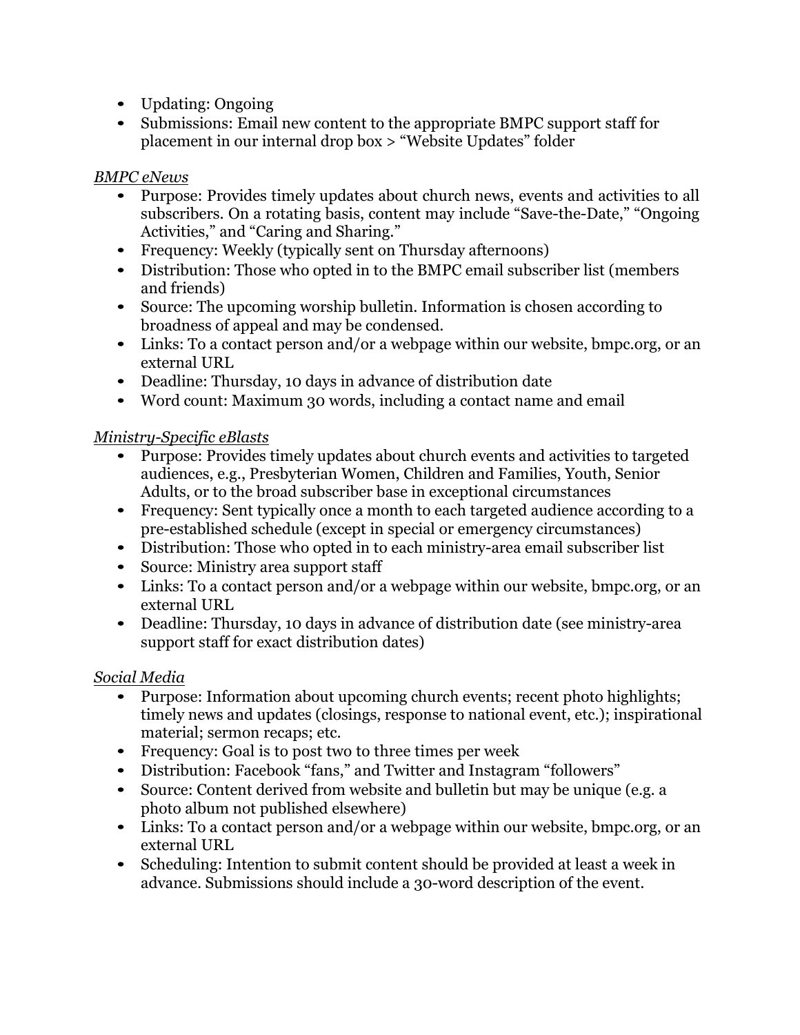- Updating: Ongoing
- Submissions: Email new content to the appropriate BMPC support staff for placement in our internal drop box > “Website Updates” folder

*BMPC eNews*

- Purpose: Provides timely updates about church news, events and activities to all subscribers. On a rotating basis, content may include “Save-the-Date,” “Ongoing Activities,” and “Caring and Sharing.”
- Frequency: Weekly (typically sent on Thursday afternoons)
- Distribution: Those who opted in to the BMPC email subscriber list (members and friends)
- Source: The upcoming worship bulletin. Information is chosen according to broadness of appeal and may be condensed.
- Links: To a contact person and/or a webpage within our website, bmpc.org, or an external URL
- Deadline: Thursday, 10 days in advance of distribution date
- Word count: Maximum 30 words, including a contact name and email

*Ministry-Specific eBlasts*

- Purpose: Provides timely updates about church events and activities to targeted audiences, e.g., Presbyterian Women, Children and Families, Youth, Senior Adults, or to the broad subscriber base in exceptional circumstances
- Frequency: Sent typically once a month to each targeted audience according to a pre-established schedule (except in special or emergency circumstances)
- Distribution: Those who opted in to each ministry-area email subscriber list
- Source: Ministry area support staff
- Links: To a contact person and/or a webpage within our website, bmpc.org, or an external URL
- Deadline: Thursday, 10 days in advance of distribution date (see ministry-area support staff for exact distribution dates)

*Social Media*

- Purpose: Information about upcoming church events; recent photo highlights; timely news and updates (closings, response to national event, etc.); inspirational material; sermon recaps; etc.
- Frequency: Goal is to post two to three times per week
- Distribution: Facebook “fans,” and Twitter and Instagram “followers”
- Source: Content derived from website and bulletin but may be unique (e.g. a photo album not published elsewhere)
- Links: To a contact person and/or a webpage within our website, bmpc.org, or an external URL
- Scheduling: Intention to submit content should be provided at least a week in advance. Submissions should include a 30-word description of the event.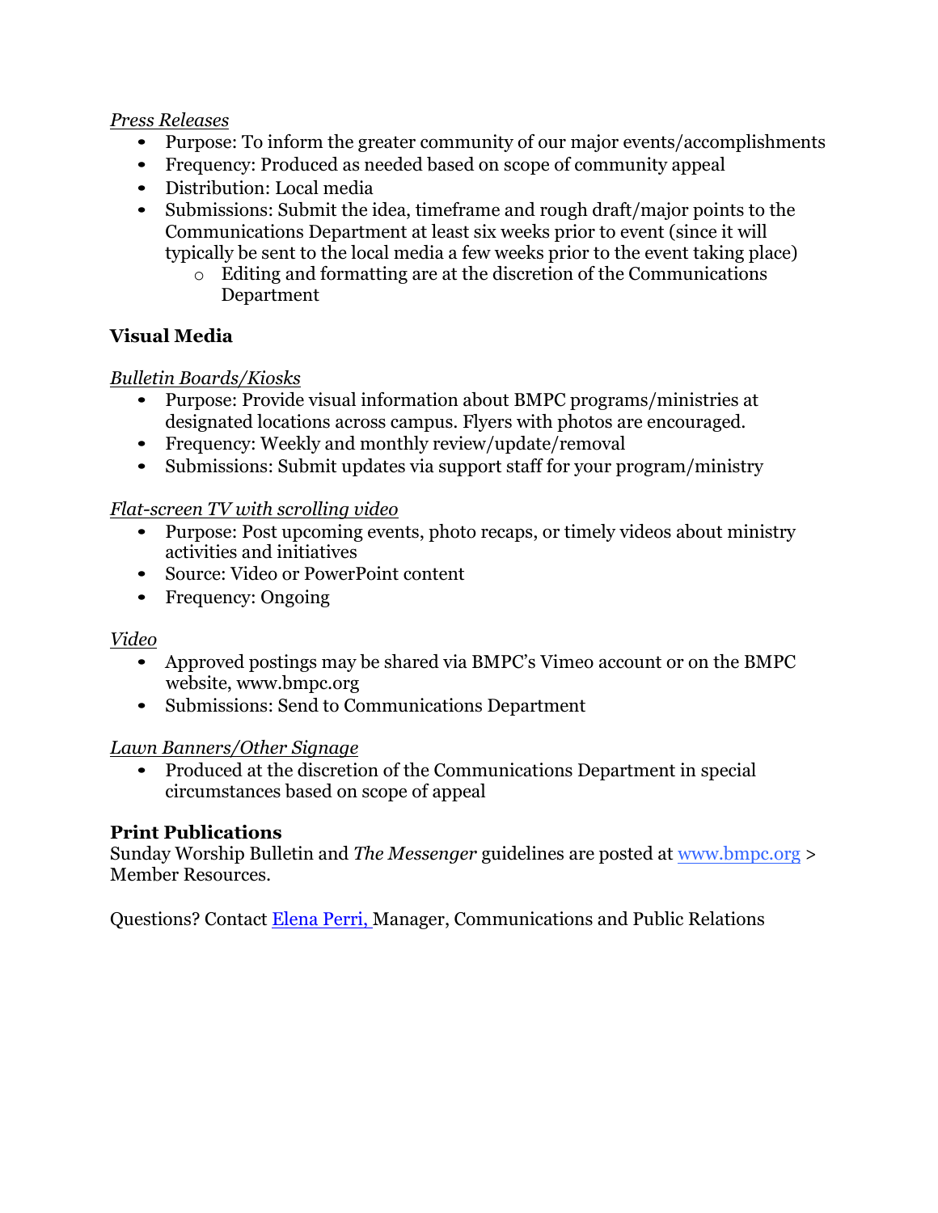*Press Releases*

- Purpose: To inform the greater community of our major events/accomplishments
- Frequency: Produced as needed based on scope of community appeal
- Distribution: Local media
- Submissions: Submit the idea, timeframe and rough draft/major points to the Communications Department at least six weeks prior to event (since it will typically be sent to the local media a few weeks prior to the event taking place)
    - Editing and formatting are at the discretion of the Communications Department

**Visual Media**

*Bulletin Boards/Kiosks*

- Purpose: Provide visual information about BMPC programs/ministries at designated locations across campus. Flyers with photos are encouraged.
- Frequency: Weekly and monthly review/update/removal
- Submissions: Submit updates via support staff for your program/ministry

*Flat-screen TV with scrolling video*

- Purpose: Post upcoming events, photo recaps, or timely videos about ministry activities and initiatives
- Source: Video or PowerPoint content
- Frequency: Ongoing

*Video*

- Approved postings may be shared via BMPC's Vimeo account or on the BMPC website, www.bmpc.org
- Submissions: Send to Communications Department

*Lawn Banners/Other Signage*

- Produced at the discretion of the Communications Department in special circumstances based on scope of appeal

**Print Publications**

Sunday Worship Bulletin and *The Messenger* guidelines are posted at www.bmpc.org > Member Resources.

Questions? Contact Elena Perri, Manager, Communications and Public Relations